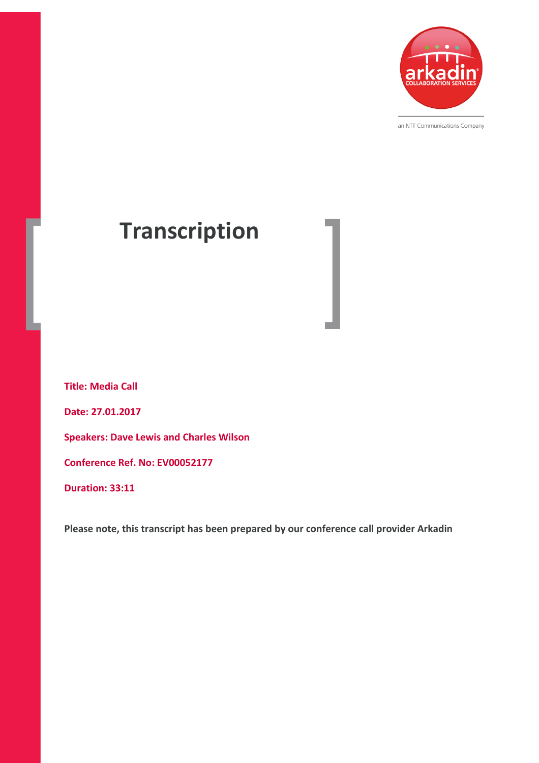arkadin

COLLABORATION SERVICES

an NTT Communications Company

# Transcription

**Title: Media Call**

**Date: 27.01.2017**

**Speakers: Dave Lewis and Charles Wilson**

**Conference Ref. No: EV00052177**

**Duration: 33:11**

**Please note, this transcript has been prepared by our conference call provider Arkadin**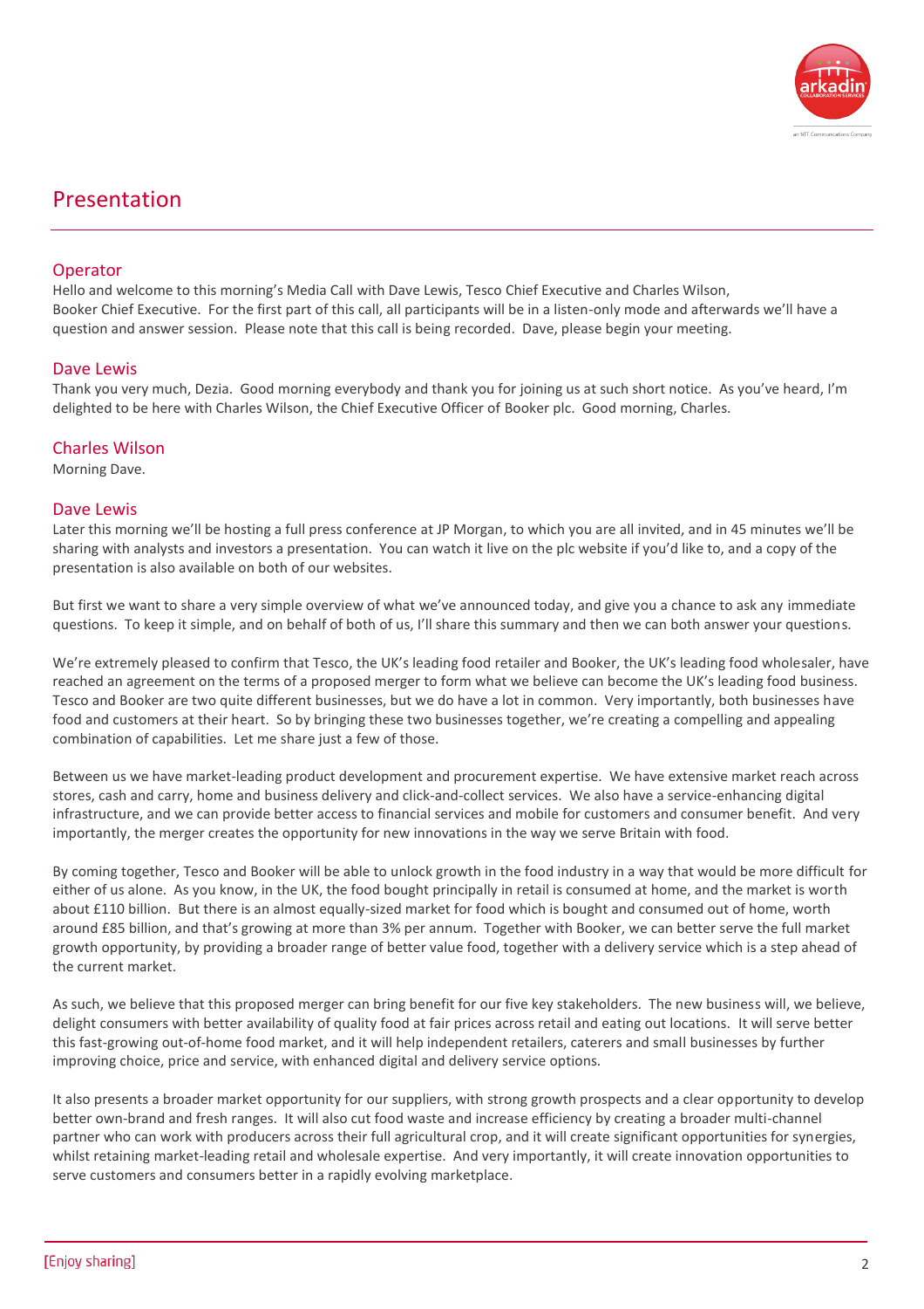# Presentation

### Operator

Hello and welcome to this morning's Media Call with Dave Lewis, Tesco Chief Executive and Charles Wilson, Booker Chief Executive. For the first part of this call, all participants will be in a listen-only mode and afterwards we'll have a question and answer session. Please note that this call is being recorded. Dave, please begin your meeting.

### Dave Lewis

Thank you very much, Dezia. Good morning everybody and thank you for joining us at such short notice. As you've heard, I'm delighted to be here with Charles Wilson, the Chief Executive Officer of Booker plc. Good morning, Charles.

### Charles Wilson

Morning Dave.

### Dave Lewis

Later this morning we'll be hosting a full press conference at JP Morgan, to which you are all invited, and in 45 minutes we'll be sharing with analysts and investors a presentation. You can watch it live on the plc website if you'd like to, and a copy of the presentation is also available on both of our websites.

But first we want to share a very simple overview of what we've announced today, and give you a chance to ask any immediate questions. To keep it simple, and on behalf of both of us, I'll share this summary and then we can both answer your questions.

We're extremely pleased to confirm that Tesco, the UK's leading food retailer and Booker, the UK's leading food wholesaler, have reached an agreement on the terms of a proposed merger to form what we believe can become the UK's leading food business. Tesco and Booker are two quite different businesses, but we do have a lot in common. Very importantly, both businesses have food and customers at their heart. So by bringing these two businesses together, we're creating a compelling and appealing combination of capabilities. Let me share just a few of those.

Between us we have market-leading product development and procurement expertise. We have extensive market reach across stores, cash and carry, home and business delivery and click-and-collect services. We also have a service-enhancing digital infrastructure, and we can provide better access to financial services and mobile for customers and consumer benefit. And very importantly, the merger creates the opportunity for new innovations in the way we serve Britain with food.

By coming together, Tesco and Booker will be able to unlock growth in the food industry in a way that would be more difficult for either of us alone. As you know, in the UK, the food bought principally in retail is consumed at home, and the market is worth about £110 billion. But there is an almost equally-sized market for food which is bought and consumed out of home, worth around £85 billion, and that's growing at more than 3% per annum. Together with Booker, we can better serve the full market growth opportunity, by providing a broader range of better value food, together with a delivery service which is a step ahead of the current market.

As such, we believe that this proposed merger can bring benefit for our five key stakeholders. The new business will, we believe, delight consumers with better availability of quality food at fair prices across retail and eating out locations. It will serve better this fast-growing out-of-home food market, and it will help independent retailers, caterers and small businesses by further improving choice, price and service, with enhanced digital and delivery service options.

It also presents a broader market opportunity for our suppliers, with strong growth prospects and a clear opportunity to develop better own-brand and fresh ranges. It will also cut food waste and increase efficiency by creating a broader multi-channel partner who can work with producers across their full agricultural crop, and it will create significant opportunities for synergies, whilst retaining market-leading retail and wholesale expertise. And very importantly, it will create innovation opportunities to serve customers and consumers better in a rapidly evolving marketplace.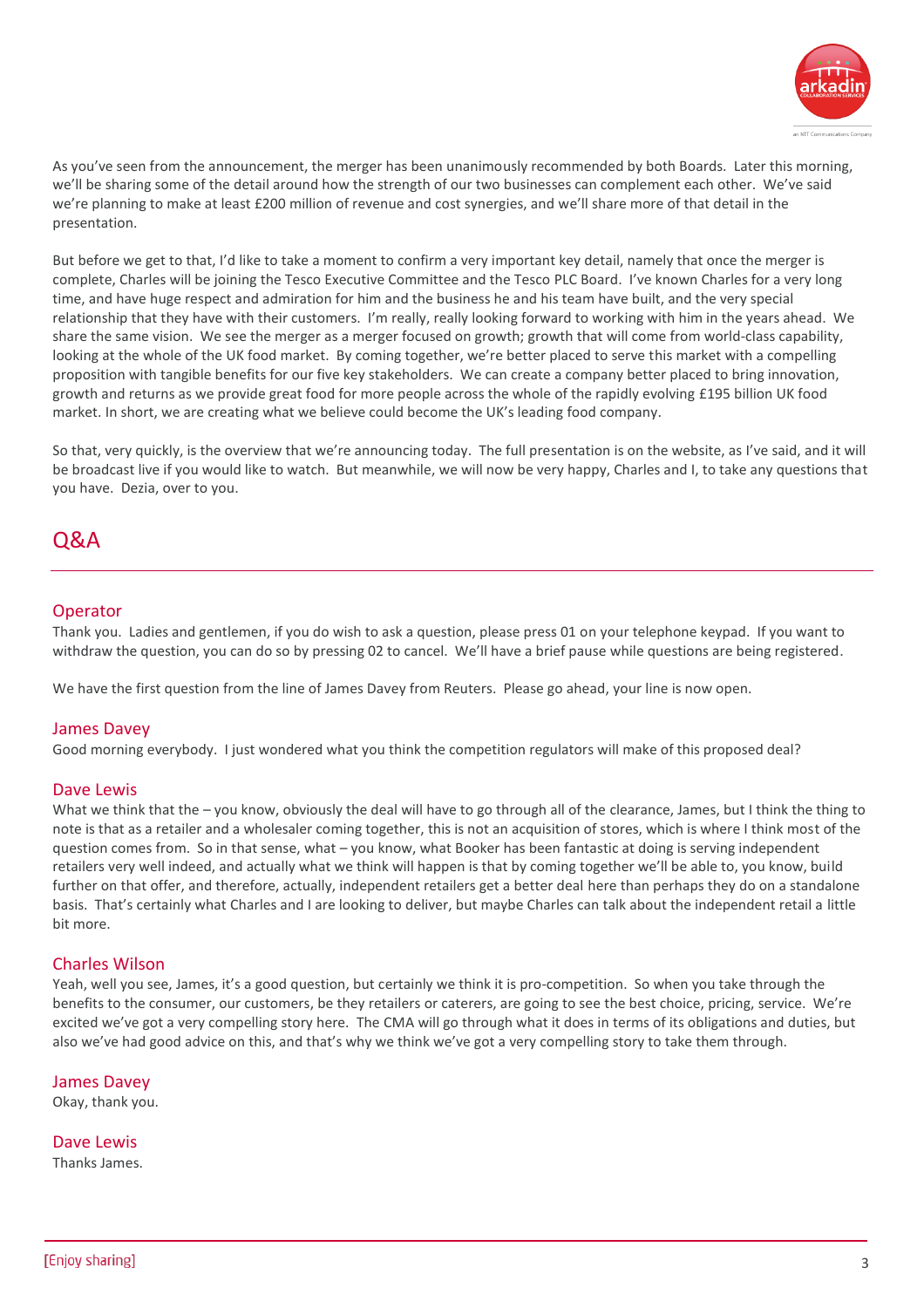As you've seen from the announcement, the merger has been unanimously recommended by both Boards. Later this morning, we'll be sharing some of the detail around how the strength of our two businesses can complement each other. We've said we're planning to make at least £200 million of revenue and cost synergies, and we'll share more of that detail in the presentation.

But before we get to that, I'd like to take a moment to confirm a very important key detail, namely that once the merger is complete, Charles will be joining the Tesco Executive Committee and the Tesco PLC Board. I've known Charles for a very long time, and have huge respect and admiration for him and the business he and his team have built, and the very special relationship that they have with their customers. I'm really, really looking forward to working with him in the years ahead. We share the same vision. We see the merger as a merger focused on growth; growth that will come from world-class capability, looking at the whole of the UK food market. By coming together, we're better placed to serve this market with a compelling proposition with tangible benefits for our five key stakeholders. We can create a company better placed to bring innovation, growth and returns as we provide great food for more people across the whole of the rapidly evolving £195 billion UK food market. In short, we are creating what we believe could become the UK's leading food company.

So that, very quickly, is the overview that we're announcing today. The full presentation is on the website, as I've said, and it will be broadcast live if you would like to watch. But meanwhile, we will now be very happy, Charles and I, to take any questions that you have. Dezia, over to you.

## Q&A

### Operator
Thank you. Ladies and gentlemen, if you do wish to ask a question, please press 01 on your telephone keypad. If you want to withdraw the question, you can do so by pressing 02 to cancel. We'll have a brief pause while questions are being registered.

We have the first question from the line of James Davey from Reuters. Please go ahead, your line is now open.

### James Davey
Good morning everybody. I just wondered what you think the competition regulators will make of this proposed deal?

### Dave Lewis
What we think that the – you know, obviously the deal will have to go through all of the clearance, James, but I think the thing to note is that as a retailer and a wholesaler coming together, this is not an acquisition of stores, which is where I think most of the question comes from. So in that sense, what – you know, what Booker has been fantastic at doing is serving independent retailers very well indeed, and actually what we think will happen is that by coming together we'll be able to, you know, build further on that offer, and therefore, actually, independent retailers get a better deal here than perhaps they do on a standalone basis. That's certainly what Charles and I are looking to deliver, but maybe Charles can talk about the independent retail a little bit more.

### Charles Wilson
Yeah, well you see, James, it's a good question, but certainly we think it is pro-competition. So when you take through the benefits to the consumer, our customers, be they retailers or caterers, are going to see the best choice, pricing, service. We're excited we've got a very compelling story here. The CMA will go through what it does in terms of its obligations and duties, but also we've had good advice on this, and that's why we think we've got a very compelling story to take them through.

### James Davey
Okay, thank you.

### Dave Lewis
Thanks James.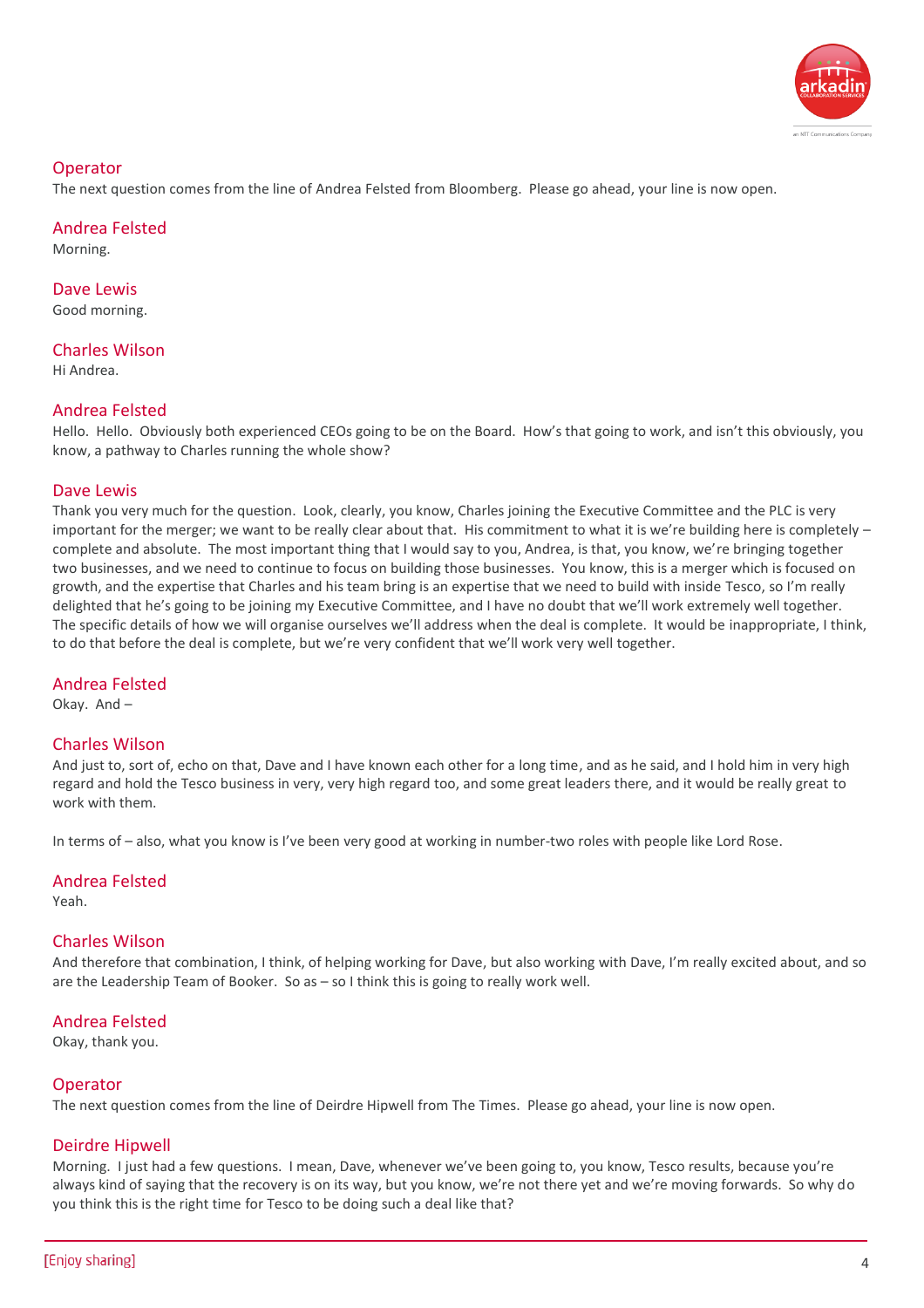Operator

The next question comes from the line of Andrea Felsted from Bloomberg. Please go ahead, your line is now open.

Andrea Felsted

Morning.

Dave Lewis

Good morning.

Charles Wilson

Hi Andrea.

Andrea Felsted

Hello. Hello. Obviously both experienced CEOs going to be on the Board. How's that going to work, and isn't this obviously, you know, a pathway to Charles running the whole show?

Dave Lewis

Thank you very much for the question. Look, clearly, you know, Charles joining the Executive Committee and the PLC is very important for the merger; we want to be really clear about that. His commitment to what it is we're building here is completely – complete and absolute. The most important thing that I would say to you, Andrea, is that, you know, we're bringing together two businesses, and we need to continue to focus on building those businesses. You know, this is a merger which is focused on growth, and the expertise that Charles and his team bring is an expertise that we need to build with inside Tesco, so I'm really delighted that he's going to be joining my Executive Committee, and I have no doubt that we'll work extremely well together. The specific details of how we will organise ourselves we'll address when the deal is complete. It would be inappropriate, I think, to do that before the deal is complete, but we're very confident that we'll work very well together.

Andrea Felsted

Okay. And –

Charles Wilson

And just to, sort of, echo on that, Dave and I have known each other for a long time, and as he said, and I hold him in very high regard and hold the Tesco business in very, very high regard too, and some great leaders there, and it would be really great to work with them.

In terms of – also, what you know is I've been very good at working in number-two roles with people like Lord Rose.

Andrea Felsted

Yeah.

Charles Wilson

And therefore that combination, I think, of helping working for Dave, but also working with Dave, I'm really excited about, and so are the Leadership Team of Booker. So as – so I think this is going to really work well.

Andrea Felsted

Okay, thank you.

Operator

The next question comes from the line of Deirdre Hipwell from The Times. Please go ahead, your line is now open.

Deirdre Hipwell

Morning. I just had a few questions. I mean, Dave, whenever we've been going to, you know, Tesco results, because you're always kind of saying that the recovery is on its way, but you know, we're not there yet and we're moving forwards. So why do you think this is the right time for Tesco to be doing such a deal like that?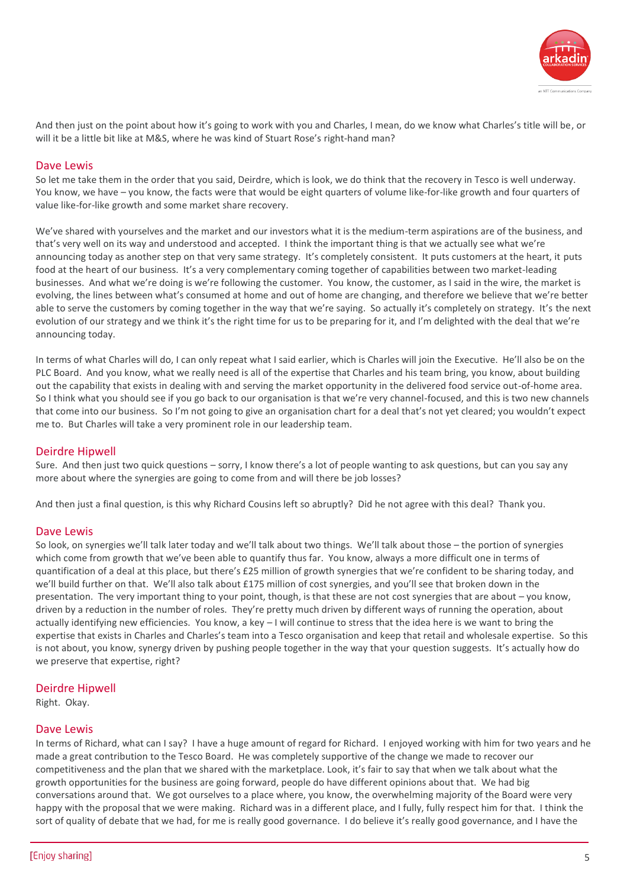And then just on the point about how it's going to work with you and Charles, I mean, do we know what Charles's title will be, or will it be a little bit like at M&S, where he was kind of Stuart Rose's right-hand man?

## Dave Lewis

So let me take them in the order that you said, Deirdre, which is look, we do think that the recovery in Tesco is well underway. You know, we have – you know, the facts were that would be eight quarters of volume like-for-like growth and four quarters of value like-for-like growth and some market share recovery.

We've shared with yourselves and the market and our investors what it is the medium-term aspirations are of the business, and that's very well on its way and understood and accepted. I think the important thing is that we actually see what we're announcing today as another step on that very same strategy. It's completely consistent. It puts customers at the heart, it puts food at the heart of our business. It's a very complementary coming together of capabilities between two market-leading businesses. And what we're doing is we're following the customer. You know, the customer, as I said in the wire, the market is evolving, the lines between what's consumed at home and out of home are changing, and therefore we believe that we're better able to serve the customers by coming together in the way that we're saying. So actually it's completely on strategy. It's the next evolution of our strategy and we think it's the right time for us to be preparing for it, and I'm delighted with the deal that we're announcing today.

In terms of what Charles will do, I can only repeat what I said earlier, which is Charles will join the Executive. He'll also be on the PLC Board. And you know, what we really need is all of the expertise that Charles and his team bring, you know, about building out the capability that exists in dealing with and serving the market opportunity in the delivered food service out-of-home area. So I think what you should see if you go back to our organisation is that we're very channel-focused, and this is two new channels that come into our business. So I'm not going to give an organisation chart for a deal that's not yet cleared; you wouldn't expect me to. But Charles will take a very prominent role in our leadership team.

## Deirdre Hipwell

Sure. And then just two quick questions – sorry, I know there's a lot of people wanting to ask questions, but can you say any more about where the synergies are going to come from and will there be job losses?

And then just a final question, is this why Richard Cousins left so abruptly? Did he not agree with this deal? Thank you.

## Dave Lewis

So look, on synergies we'll talk later today and we'll talk about two things. We'll talk about those – the portion of synergies which come from growth that we've been able to quantify thus far. You know, always a more difficult one in terms of quantification of a deal at this place, but there's £25 million of growth synergies that we're confident to be sharing today, and we'll build further on that. We'll also talk about £175 million of cost synergies, and you'll see that broken down in the presentation. The very important thing to your point, though, is that these are not cost synergies that are about – you know, driven by a reduction in the number of roles. They're pretty much driven by different ways of running the operation, about actually identifying new efficiencies. You know, a key – I will continue to stress that the idea here is we want to bring the expertise that exists in Charles and Charles's team into a Tesco organisation and keep that retail and wholesale expertise. So this is not about, you know, synergy driven by pushing people together in the way that your question suggests. It's actually how do we preserve that expertise, right?

## Deirdre Hipwell

Right. Okay.

## Dave Lewis

In terms of Richard, what can I say? I have a huge amount of regard for Richard. I enjoyed working with him for two years and he made a great contribution to the Tesco Board. He was completely supportive of the change we made to recover our competitiveness and the plan that we shared with the marketplace. Look, it's fair to say that when we talk about what the growth opportunities for the business are going forward, people do have different opinions about that. We had big conversations around that. We got ourselves to a place where, you know, the overwhelming majority of the Board were very happy with the proposal that we were making. Richard was in a different place, and I fully, fully respect him for that. I think the sort of quality of debate that we had, for me is really good governance. I do believe it's really good governance, and I have the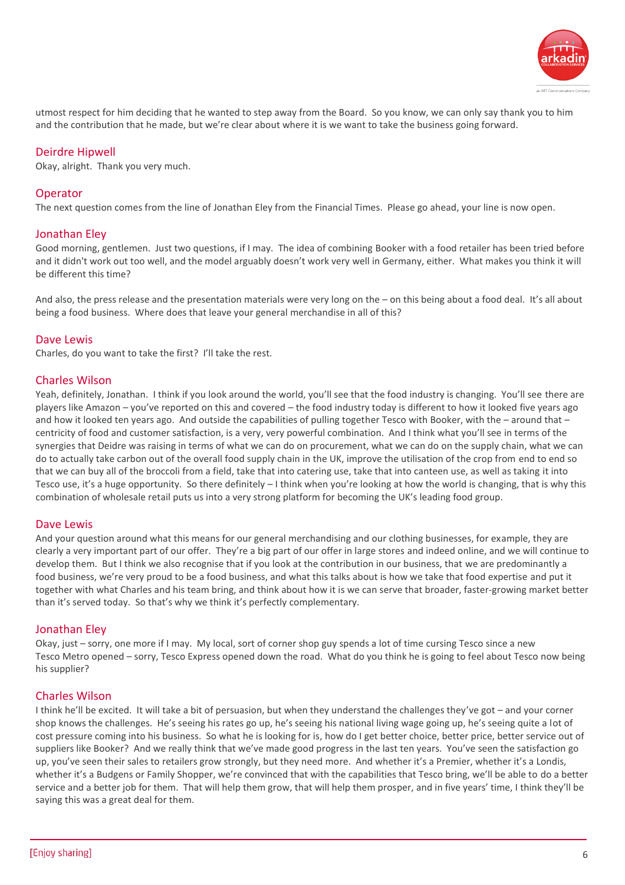utmost respect for him deciding that he wanted to step away from the Board. So you know, we can only say thank you to him and the contribution that he made, but we're clear about where it is we want to take the business going forward.

### Deirdre Hipwell

Okay, alright. Thank you very much.

### Operator

The next question comes from the line of Jonathan Eley from the Financial Times. Please go ahead, your line is now open.

### Jonathan Eley

Good morning, gentlemen. Just two questions, if I may. The idea of combining Booker with a food retailer has been tried before and it didn't work out too well, and the model arguably doesn't work very well in Germany, either. What makes you think it will be different this time?

And also, the press release and the presentation materials were very long on the – on this being about a food deal. It's all about being a food business. Where does that leave your general merchandise in all of this?

### Dave Lewis

Charles, do you want to take the first? I'll take the rest.

### Charles Wilson

Yeah, definitely, Jonathan. I think if you look around the world, you'll see that the food industry is changing. You'll see there are players like Amazon – you've reported on this and covered – the food industry today is different to how it looked five years ago and how it looked ten years ago. And outside the capabilities of pulling together Tesco with Booker, with the – around that – centricity of food and customer satisfaction, is a very, very powerful combination. And I think what you'll see in terms of the synergies that Deidre was raising in terms of what we can do on procurement, what we can do on the supply chain, what we can do to actually take carbon out of the overall food supply chain in the UK, improve the utilisation of the crop from end to end so that we can buy all of the broccoli from a field, take that into catering use, take that into canteen use, as well as taking it into Tesco use, it's a huge opportunity. So there definitely – I think when you're looking at how the world is changing, that is why this combination of wholesale retail puts us into a very strong platform for becoming the UK's leading food group.

### Dave Lewis

And your question around what this means for our general merchandising and our clothing businesses, for example, they are clearly a very important part of our offer. They're a big part of our offer in large stores and indeed online, and we will continue to develop them. But I think we also recognise that if you look at the contribution in our business, that we are predominantly a food business, we're very proud to be a food business, and what this talks about is how we take that food expertise and put it together with what Charles and his team bring, and think about how it is we can serve that broader, faster-growing market better than it's served today. So that's why we think it's perfectly complementary.

### Jonathan Eley

Okay, just – sorry, one more if I may. My local, sort of corner shop guy spends a lot of time cursing Tesco since a new Tesco Metro opened – sorry, Tesco Express opened down the road. What do you think he is going to feel about Tesco now being his supplier?

### Charles Wilson

I think he'll be excited. It will take a bit of persuasion, but when they understand the challenges they've got – and your corner shop knows the challenges. He's seeing his rates go up, he's seeing his national living wage going up, he's seeing quite a lot of cost pressure coming into his business. So what he is looking for is, how do I get better choice, better price, better service out of suppliers like Booker? And we really think that we've made good progress in the last ten years. You've seen the satisfaction go up, you've seen their sales to retailers grow strongly, but they need more. And whether it's a Premier, whether it's a Londis, whether it's a Budgens or Family Shopper, we're convinced that with the capabilities that Tesco bring, we'll be able to do a better service and a better job for them. That will help them grow, that will help them prosper, and in five years' time, I think they'll be saying this was a great deal for them.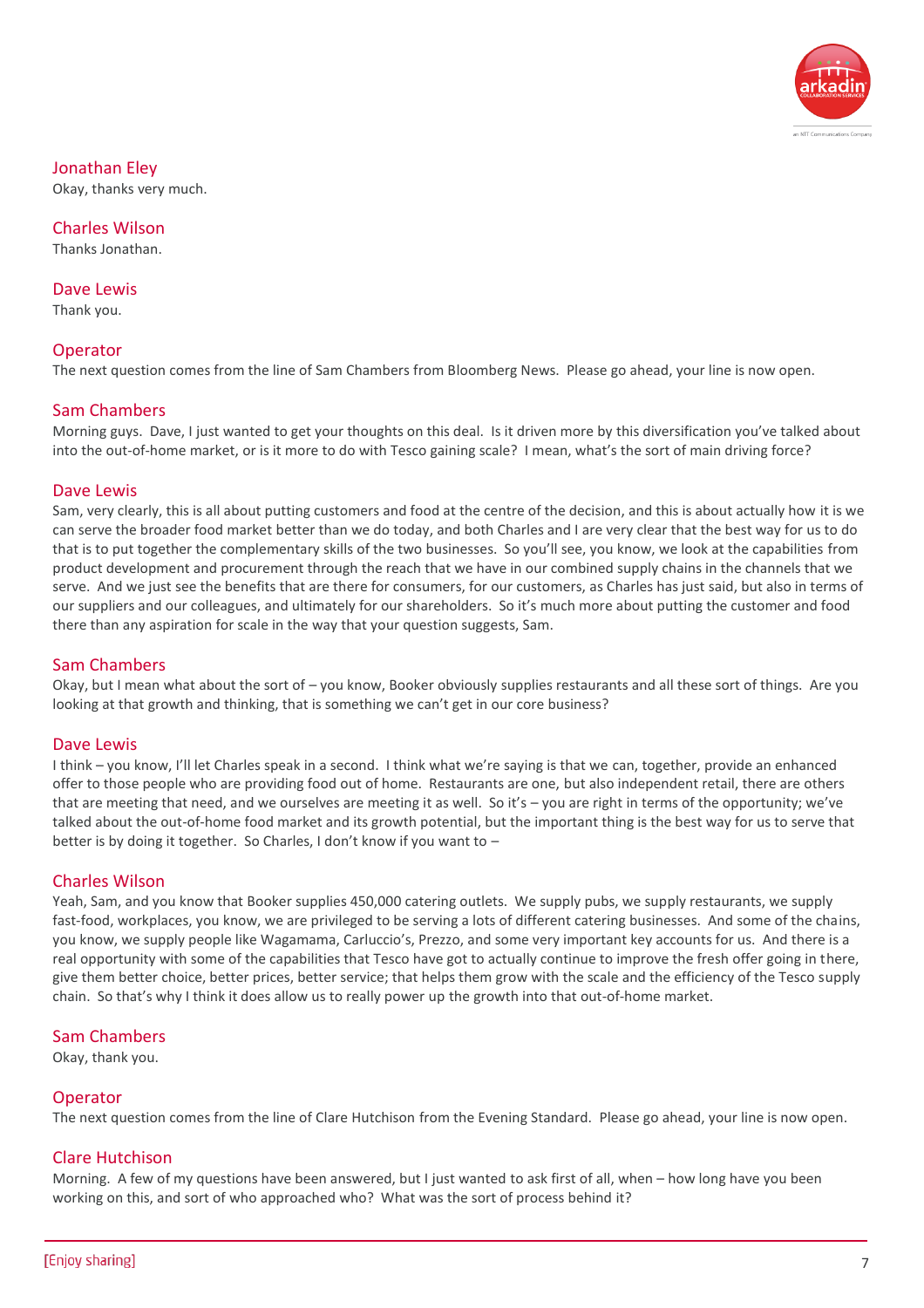**Jonathan Eley**
Okay, thanks very much.

**Charles Wilson**
Thanks Jonathan.

**Dave Lewis**
Thank you.

**Operator**
The next question comes from the line of Sam Chambers from Bloomberg News. Please go ahead, your line is now open.

**Sam Chambers**
Morning guys. Dave, I just wanted to get your thoughts on this deal. Is it driven more by this diversification you've talked about into the out-of-home market, or is it more to do with Tesco gaining scale? I mean, what's the sort of main driving force?

**Dave Lewis**
Sam, very clearly, this is all about putting customers and food at the centre of the decision, and this is about actually how it is we can serve the broader food market better than we do today, and both Charles and I are very clear that the best way for us to do that is to put together the complementary skills of the two businesses. So you'll see, you know, we look at the capabilities from product development and procurement through the reach that we have in our combined supply chains in the channels that we serve. And we just see the benefits that are there for consumers, for our customers, as Charles has just said, but also in terms of our suppliers and our colleagues, and ultimately for our shareholders. So it's much more about putting the customer and food there than any aspiration for scale in the way that your question suggests, Sam.

**Sam Chambers**
Okay, but I mean what about the sort of – you know, Booker obviously supplies restaurants and all these sort of things. Are you looking at that growth and thinking, that is something we can't get in our core business?

**Dave Lewis**
I think – you know, I'll let Charles speak in a second. I think what we're saying is that we can, together, provide an enhanced offer to those people who are providing food out of home. Restaurants are one, but also independent retail, there are others that are meeting that need, and we ourselves are meeting it as well. So it's – you are right in terms of the opportunity; we've talked about the out-of-home food market and its growth potential, but the important thing is the best way for us to serve that better is by doing it together. So Charles, I don't know if you want to –

**Charles Wilson**
Yeah, Sam, and you know that Booker supplies 450,000 catering outlets. We supply pubs, we supply restaurants, we supply fast-food, workplaces, you know, we are privileged to be serving a lots of different catering businesses. And some of the chains, you know, we supply people like Wagamama, Carluccio's, Prezzo, and some very important key accounts for us. And there is a real opportunity with some of the capabilities that Tesco have got to actually continue to improve the fresh offer going in there, give them better choice, better prices, better service; that helps them grow with the scale and the efficiency of the Tesco supply chain. So that's why I think it does allow us to really power up the growth into that out-of-home market.

**Sam Chambers**
Okay, thank you.

**Operator**
The next question comes from the line of Clare Hutchison from the Evening Standard. Please go ahead, your line is now open.

**Clare Hutchison**
Morning. A few of my questions have been answered, but I just wanted to ask first of all, when – how long have you been working on this, and sort of who approached who? What was the sort of process behind it?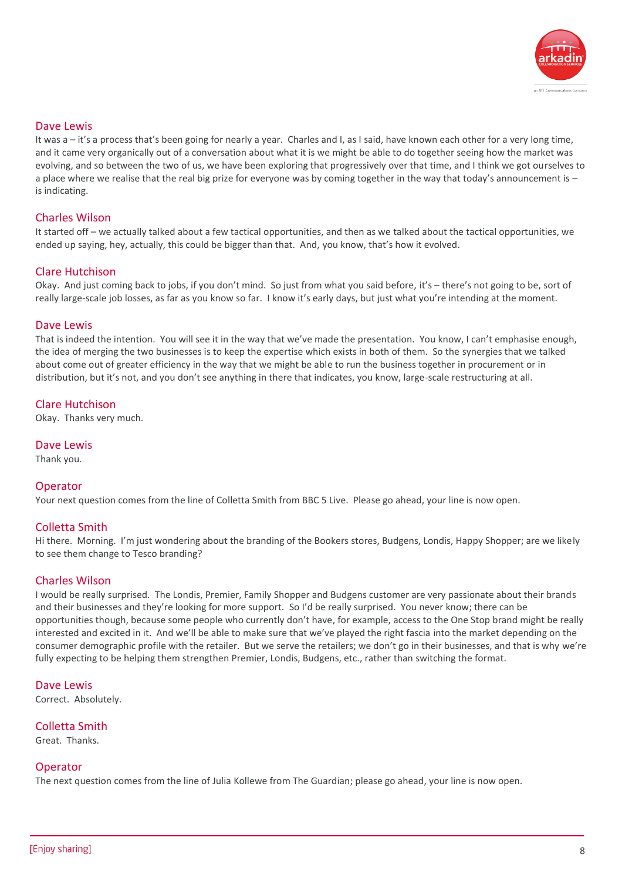**Dave Lewis**

It was a – it's a process that's been going for nearly a year. Charles and I, as I said, have known each other for a very long time, and it came very organically out of a conversation about what it is we might be able to do together seeing how the market was evolving, and so between the two of us, we have been exploring that progressively over that time, and I think we got ourselves to a place where we realise that the real big prize for everyone was by coming together in the way that today's announcement is – is indicating.

**Charles Wilson**

It started off – we actually talked about a few tactical opportunities, and then as we talked about the tactical opportunities, we ended up saying, hey, actually, this could be bigger than that. And, you know, that's how it evolved.

**Clare Hutchison**

Okay. And just coming back to jobs, if you don't mind. So just from what you said before, it's – there's not going to be, sort of really large-scale job losses, as far as you know so far. I know it's early days, but just what you're intending at the moment.

**Dave Lewis**

That is indeed the intention. You will see it in the way that we've made the presentation. You know, I can't emphasise enough, the idea of merging the two businesses is to keep the expertise which exists in both of them. So the synergies that we talked about come out of greater efficiency in the way that we might be able to run the business together in procurement or in distribution, but it's not, and you don't see anything in there that indicates, you know, large-scale restructuring at all.

**Clare Hutchison**

Okay. Thanks very much.

**Dave Lewis**

Thank you.

**Operator**

Your next question comes from the line of Colletta Smith from BBC 5 Live. Please go ahead, your line is now open.

**Colletta Smith**

Hi there. Morning. I'm just wondering about the branding of the Bookers stores, Budgens, Londis, Happy Shopper; are we likely to see them change to Tesco branding?

**Charles Wilson**

I would be really surprised. The Londis, Premier, Family Shopper and Budgens customer are very passionate about their brands and their businesses and they're looking for more support. So I'd be really surprised. You never know; there can be opportunities though, because some people who currently don't have, for example, access to the One Stop brand might be really interested and excited in it. And we'll be able to make sure that we've played the right fascia into the market depending on the consumer demographic profile with the retailer. But we serve the retailers; we don't go in their businesses, and that is why we're fully expecting to be helping them strengthen Premier, Londis, Budgens, etc., rather than switching the format.

**Dave Lewis**

Correct. Absolutely.

**Colletta Smith**

Great. Thanks.

**Operator**

The next question comes from the line of Julia Kollewe from The Guardian; please go ahead, your line is now open.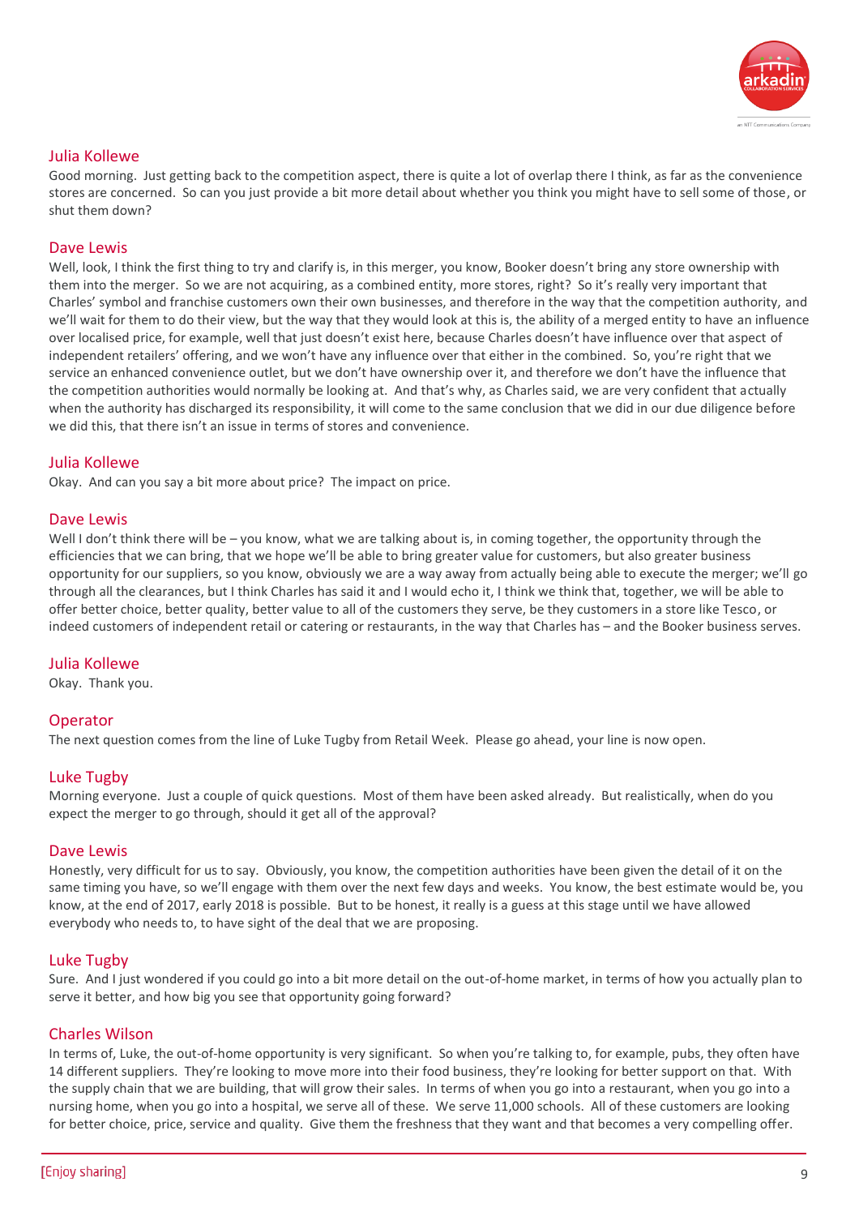### Julia Kollewe

Good morning. Just getting back to the competition aspect, there is quite a lot of overlap there I think, as far as the convenience stores are concerned. So can you just provide a bit more detail about whether you think you might have to sell some of those, or shut them down?

### Dave Lewis

Well, look, I think the first thing to try and clarify is, in this merger, you know, Booker doesn't bring any store ownership with them into the merger. So we are not acquiring, as a combined entity, more stores, right? So it's really very important that Charles' symbol and franchise customers own their own businesses, and therefore in the way that the competition authority, and we'll wait for them to do their view, but the way that they would look at this is, the ability of a merged entity to have an influence over localised price, for example, well that just doesn't exist here, because Charles doesn't have influence over that aspect of independent retailers' offering, and we won't have any influence over that either in the combined. So, you're right that we service an enhanced convenience outlet, but we don't have ownership over it, and therefore we don't have the influence that the competition authorities would normally be looking at. And that's why, as Charles said, we are very confident that actually when the authority has discharged its responsibility, it will come to the same conclusion that we did in our due diligence before we did this, that there isn't an issue in terms of stores and convenience.

### Julia Kollewe

Okay. And can you say a bit more about price? The impact on price.

### Dave Lewis

Well I don't think there will be – you know, what we are talking about is, in coming together, the opportunity through the efficiencies that we can bring, that we hope we'll be able to bring greater value for customers, but also greater business opportunity for our suppliers, so you know, obviously we are a way away from actually being able to execute the merger; we'll go through all the clearances, but I think Charles has said it and I would echo it, I think we think that, together, we will be able to offer better choice, better quality, better value to all of the customers they serve, be they customers in a store like Tesco, or indeed customers of independent retail or catering or restaurants, in the way that Charles has – and the Booker business serves.

### Julia Kollewe

Okay. Thank you.

### Operator

The next question comes from the line of Luke Tugby from Retail Week. Please go ahead, your line is now open.

### Luke Tugby

Morning everyone. Just a couple of quick questions. Most of them have been asked already. But realistically, when do you expect the merger to go through, should it get all of the approval?

### Dave Lewis

Honestly, very difficult for us to say. Obviously, you know, the competition authorities have been given the detail of it on the same timing you have, so we'll engage with them over the next few days and weeks. You know, the best estimate would be, you know, at the end of 2017, early 2018 is possible. But to be honest, it really is a guess at this stage until we have allowed everybody who needs to, to have sight of the deal that we are proposing.

### Luke Tugby

Sure. And I just wondered if you could go into a bit more detail on the out-of-home market, in terms of how you actually plan to serve it better, and how big you see that opportunity going forward?

### Charles Wilson

In terms of, Luke, the out-of-home opportunity is very significant. So when you're talking to, for example, pubs, they often have 14 different suppliers. They're looking to move more into their food business, they're looking for better support on that. With the supply chain that we are building, that will grow their sales. In terms of when you go into a restaurant, when you go into a nursing home, when you go into a hospital, we serve all of these. We serve 11,000 schools. All of these customers are looking for better choice, price, service and quality. Give them the freshness that they want and that becomes a very compelling offer.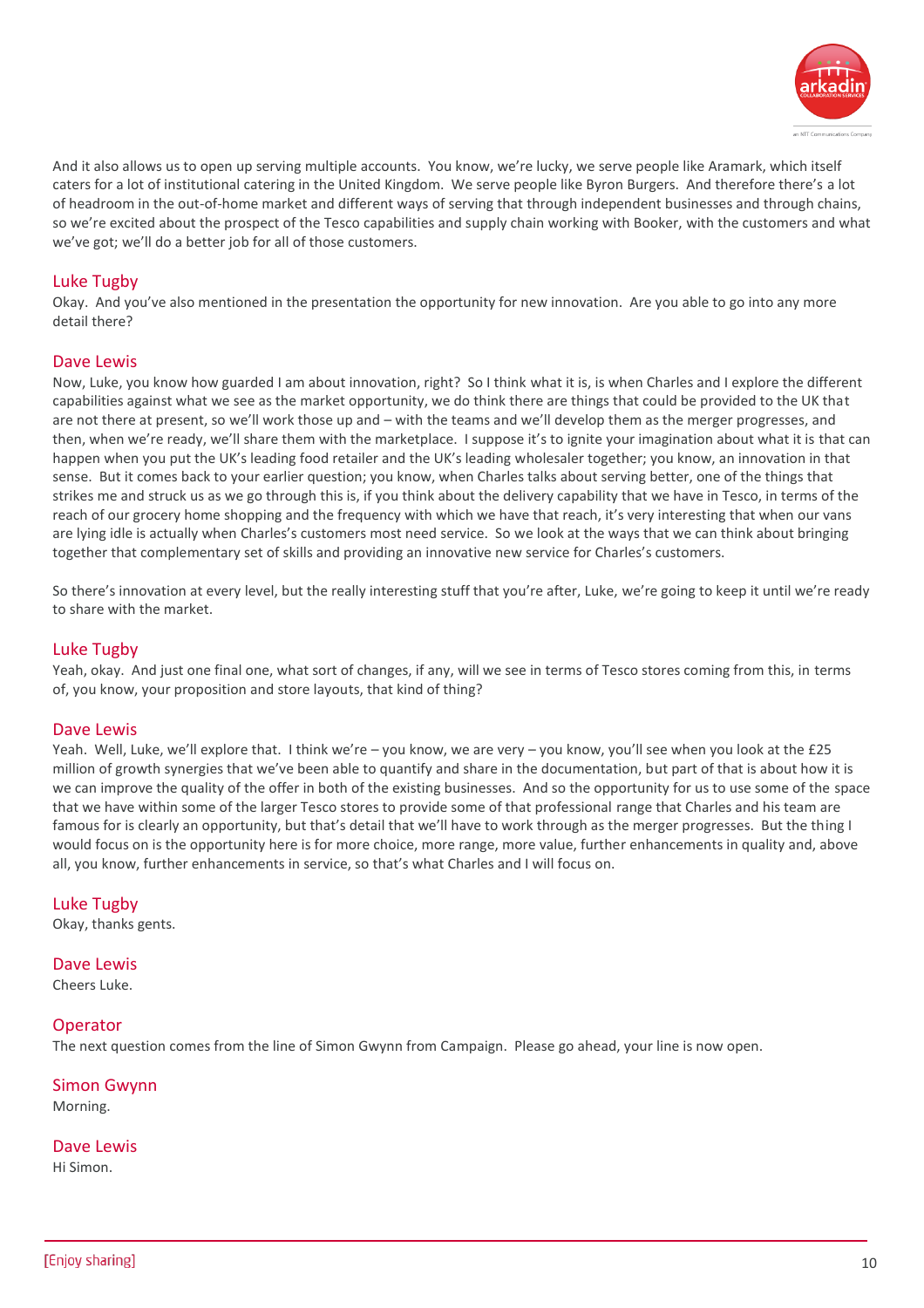And it also allows us to open up serving multiple accounts. You know, we're lucky, we serve people like Aramark, which itself caters for a lot of institutional catering in the United Kingdom. We serve people like Byron Burgers. And therefore there's a lot of headroom in the out-of-home market and different ways of serving that through independent businesses and through chains, so we're excited about the prospect of the Tesco capabilities and supply chain working with Booker, with the customers and what we've got; we'll do a better job for all of those customers.

### Luke Tugby

Okay. And you've also mentioned in the presentation the opportunity for new innovation. Are you able to go into any more detail there?

### Dave Lewis

Now, Luke, you know how guarded I am about innovation, right? So I think what it is, is when Charles and I explore the different capabilities against what we see as the market opportunity, we do think there are things that could be provided to the UK that are not there at present, so we'll work those up and – with the teams and we'll develop them as the merger progresses, and then, when we're ready, we'll share them with the marketplace. I suppose it's to ignite your imagination about what it is that can happen when you put the UK's leading food retailer and the UK's leading wholesaler together; you know, an innovation in that sense. But it comes back to your earlier question; you know, when Charles talks about serving better, one of the things that strikes me and struck us as we go through this is, if you think about the delivery capability that we have in Tesco, in terms of the reach of our grocery home shopping and the frequency with which we have that reach, it's very interesting that when our vans are lying idle is actually when Charles's customers most need service. So we look at the ways that we can think about bringing together that complementary set of skills and providing an innovative new service for Charles's customers.

So there's innovation at every level, but the really interesting stuff that you're after, Luke, we're going to keep it until we're ready to share with the market.

### Luke Tugby

Yeah, okay. And just one final one, what sort of changes, if any, will we see in terms of Tesco stores coming from this, in terms of, you know, your proposition and store layouts, that kind of thing?

### Dave Lewis

Yeah. Well, Luke, we'll explore that. I think we're – you know, we are very – you know, you'll see when you look at the £25 million of growth synergies that we've been able to quantify and share in the documentation, but part of that is about how it is we can improve the quality of the offer in both of the existing businesses. And so the opportunity for us to use some of the space that we have within some of the larger Tesco stores to provide some of that professional range that Charles and his team are famous for is clearly an opportunity, but that's detail that we'll have to work through as the merger progresses. But the thing I would focus on is the opportunity here is for more choice, more range, more value, further enhancements in quality and, above all, you know, further enhancements in service, so that's what Charles and I will focus on.

### Luke Tugby

Okay, thanks gents.

### Dave Lewis

Cheers Luke.

### Operator

The next question comes from the line of Simon Gwynn from Campaign. Please go ahead, your line is now open.

### Simon Gwynn

Morning.

### Dave Lewis

Hi Simon.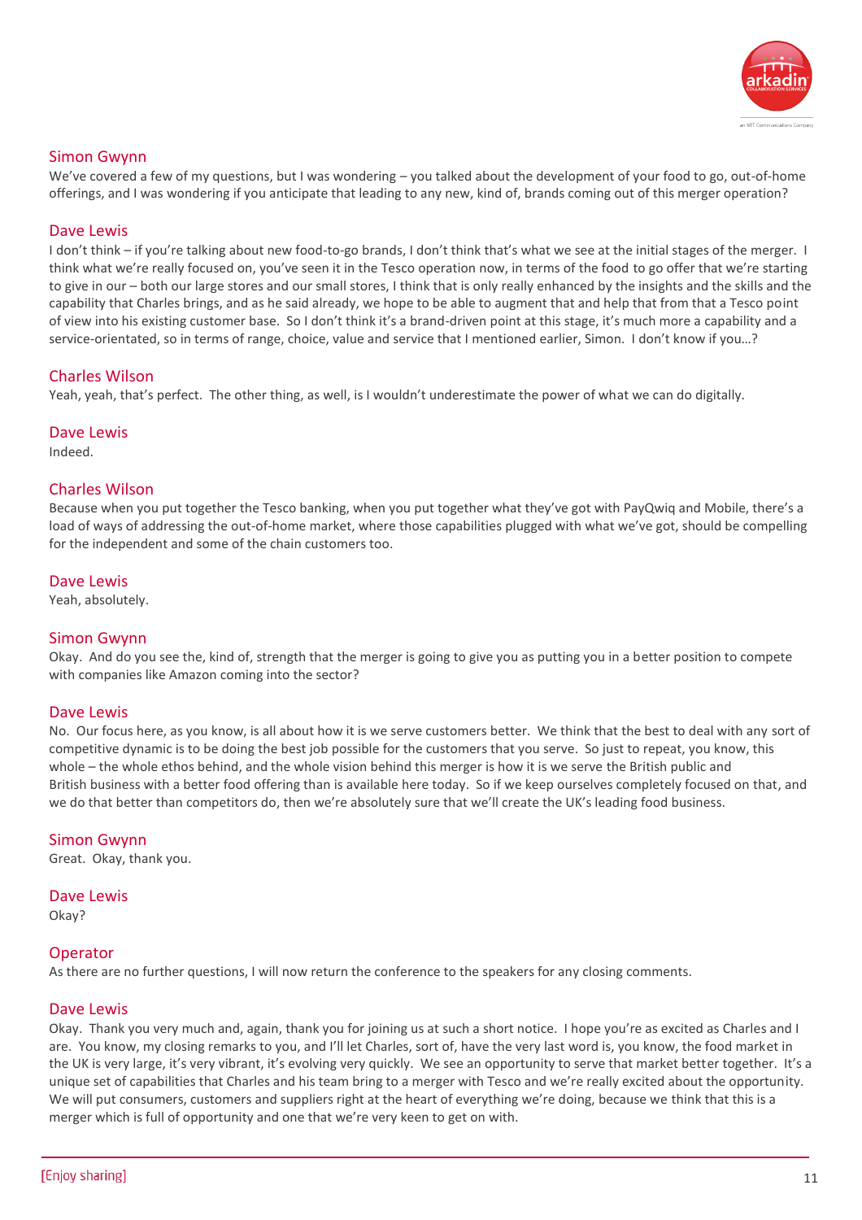**Simon Gwynn**

We've covered a few of my questions, but I was wondering – you talked about the development of your food to go, out-of-home offerings, and I was wondering if you anticipate that leading to any new, kind of, brands coming out of this merger operation?

**Dave Lewis**

I don't think – if you're talking about new food-to-go brands, I don't think that's what we see at the initial stages of the merger. I think what we're really focused on, you've seen it in the Tesco operation now, in terms of the food to go offer that we're starting to give in our – both our large stores and our small stores, I think that is only really enhanced by the insights and the skills and the capability that Charles brings, and as he said already, we hope to be able to augment that and help that from that a Tesco point of view into his existing customer base. So I don't think it's a brand-driven point at this stage, it's much more a capability and a service-orientated, so in terms of range, choice, value and service that I mentioned earlier, Simon. I don't know if you…?

**Charles Wilson**

Yeah, yeah, that's perfect. The other thing, as well, is I wouldn't underestimate the power of what we can do digitally.

**Dave Lewis**

Indeed.

**Charles Wilson**

Because when you put together the Tesco banking, when you put together what they've got with PayQwiq and Mobile, there's a load of ways of addressing the out-of-home market, where those capabilities plugged with what we've got, should be compelling for the independent and some of the chain customers too.

**Dave Lewis**

Yeah, absolutely.

**Simon Gwynn**

Okay. And do you see the, kind of, strength that the merger is going to give you as putting you in a better position to compete with companies like Amazon coming into the sector?

**Dave Lewis**

No. Our focus here, as you know, is all about how it is we serve customers better. We think that the best to deal with any sort of competitive dynamic is to be doing the best job possible for the customers that you serve. So just to repeat, you know, this whole – the whole ethos behind, and the whole vision behind this merger is how it is we serve the British public and British business with a better food offering than is available here today. So if we keep ourselves completely focused on that, and we do that better than competitors do, then we're absolutely sure that we'll create the UK's leading food business.

**Simon Gwynn**

Great. Okay, thank you.

**Dave Lewis**

Okay?

**Operator**

As there are no further questions, I will now return the conference to the speakers for any closing comments.

**Dave Lewis**

Okay. Thank you very much and, again, thank you for joining us at such a short notice. I hope you're as excited as Charles and I are. You know, my closing remarks to you, and I'll let Charles, sort of, have the very last word is, you know, the food market in the UK is very large, it's very vibrant, it's evolving very quickly. We see an opportunity to serve that market better together. It's a unique set of capabilities that Charles and his team bring to a merger with Tesco and we're really excited about the opportunity. We will put consumers, customers and suppliers right at the heart of everything we're doing, because we think that this is a merger which is full of opportunity and one that we're very keen to get on with.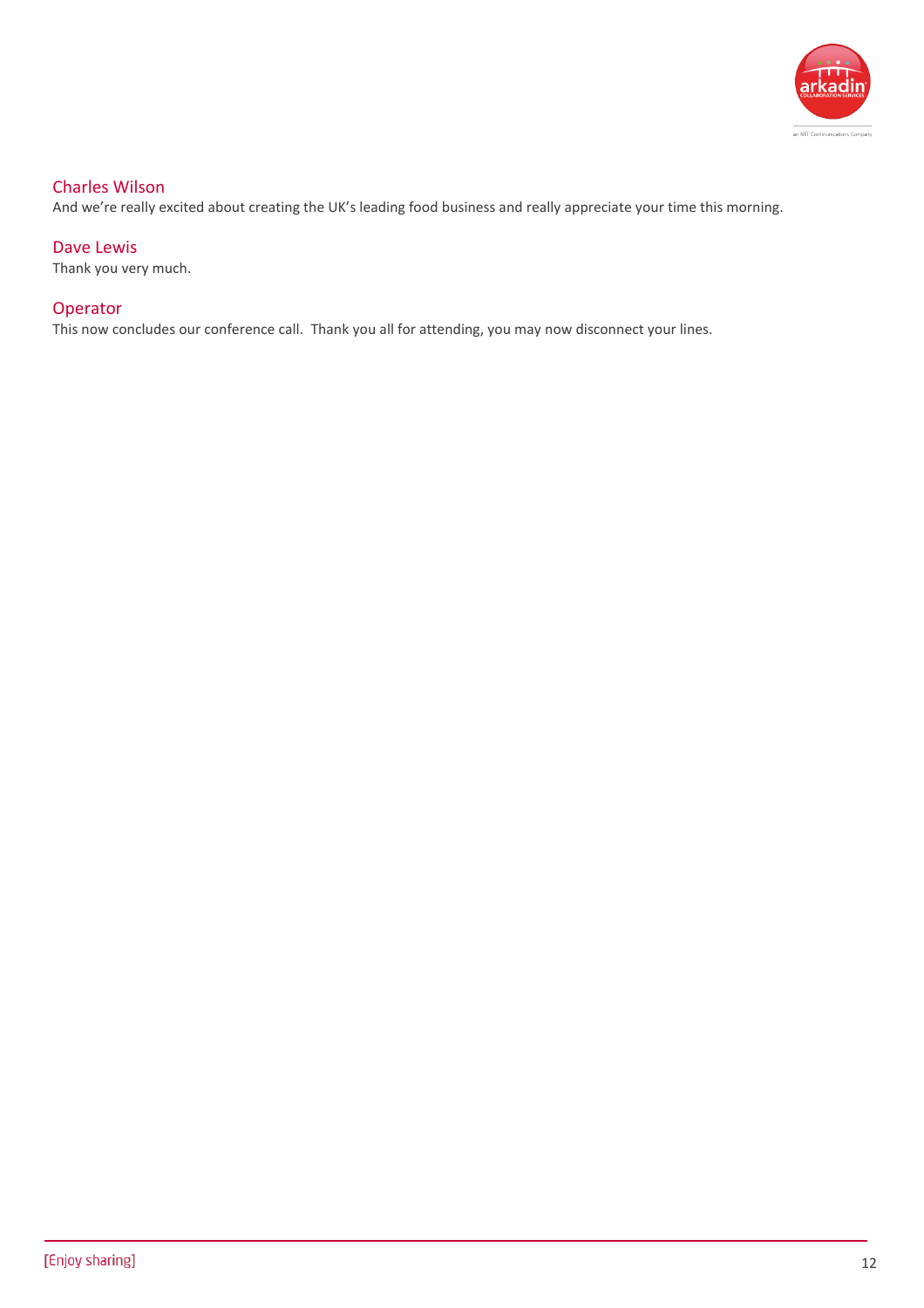**Charles Wilson**
And we're really excited about creating the UK's leading food business and really appreciate your time this morning.

**Dave Lewis**
Thank you very much.

**Operator**
This now concludes our conference call. Thank you all for attending, you may now disconnect your lines.